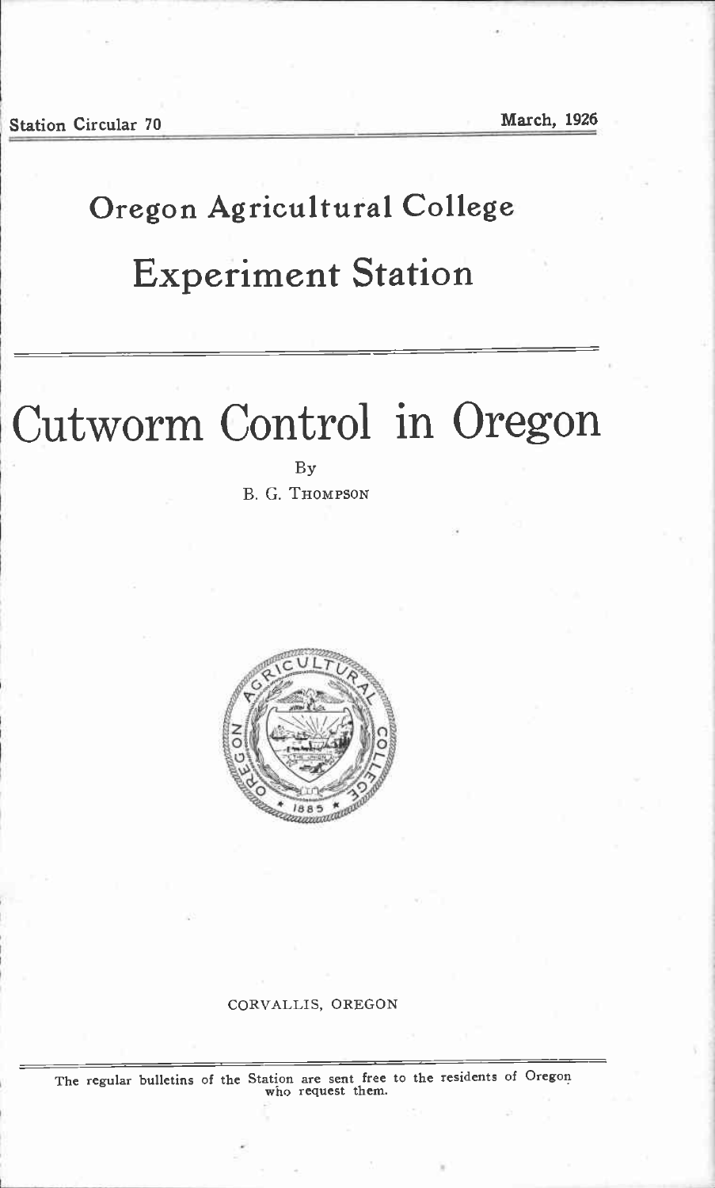Station Circular 70 March, 1926

# Oregon Agricultural College

# Experiment Station

# Cutworm Control in Oregon

By

B. G. THOMPSON

CORVALLIS, OREGON

The regular bulletins of the Station are sent free to the residents of Oregon who request them.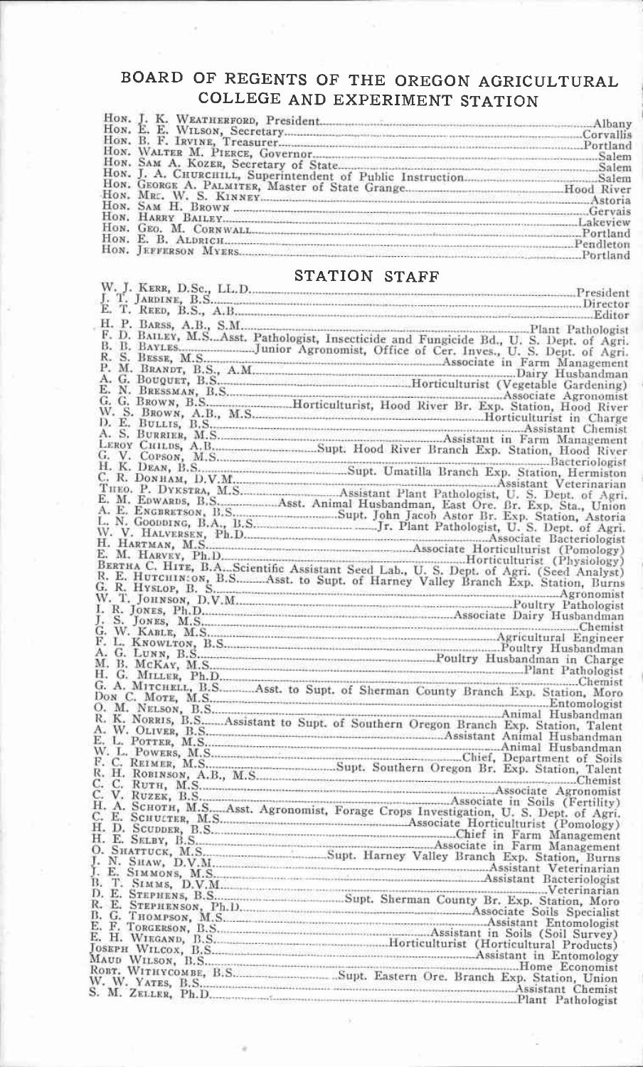## BOARD OF REGENTS OF THE OREGON AGRICULTURAL COLLEGE AND EXPERIMENT STATION

| | |
|---|---|
| Hon. J. K. Weatherford, President | Albany |
| Hon. E. E. Wilson, Secretary | Corvallis |
| Hon. B. F. Irvine, Treasurer | Portland |
| Hon. Walter M. Pierce, Governor | Salem |
| Hon. Sam A. Kozer, Secretary of State | Salem |
| Hon. J. A. Churchill, Superintendent of Public Instruction | Salem |
| Hon. George A. Palmiter, Master of State Grange | Hood River |
| Hon. Mrs. W. S. Kinney | Astoria |
| Hon. Sam H. Brown | Gervais |
| Hon. Harry Bailey | Lakeview |
| Hon. Geo. M. Cornwall | Portland |
| Hon. E. B. Aldrich | Pendleton |
| Hon. Jefferson Myers | Portland |

## STATION STAFF

| | |
|---|---|
| W. J. Kerr, D.Sc., LL.D. | President |
| J. T. Jardine, B.S. | Director |
| E. T. Reed, B.S., A.B. | Editor |
| H. P. Barss, A.B., S.M. | Plant Pathologist |
| F. D. Bailey, M.S. | Asst. Pathologist, Insecticide and Fungicide Bd., U. S. Dept. of Agri. |
| B. B. Bayles | Junior Agronomist, Office of Cer. Inves., U. S. Dept. of Agri. |
| R. S. Besse, M.S. | Associate in Farm Management |
| P. M. Brandt, B.S., A.M. | Dairy Husbandman |
| A. G. Bouquet, B.S. | Horticulturist (Vegetable Gardening) |
| E. N. Bressman, B.S. | Associate Agronomist |
| G. G. Brown, B.S. | Horticulturist, Hood River Br. Exp. Station, Hood River |
| W. S. Brown, A.B., M.S. | Horticulturist in Charge |
| D. E. Bullis, B.S. | Assistant Chemist |
| A. S. Burrier, M.S. | Assistant in Farm Management |
| Leroy Childs, A.B. | Supt. Hood River Branch Exp. Station, Hood River |
| G. V. Copson, M.S. | Bacteriologist |
| H. K. Dean, B.S. | Supt. Umatilla Branch Exp. Station, Hermiston |
| C. R. Donham, D.V.M. | Assistant Veterinarian |
| Theo. P. Dykstra, M.S. | Assistant Plant Pathologist, U. S. Dept. of Agri. |
| E. M. Edwards, B.S. | Asst. Animal Husbandman, East Ore. Br. Exp. Sta., Union |
| A. E. Engbretson, B.S. | Supt. John Jacob Astor Br. Exp. Station, Astoria |
| L. N. Goodding, B.A., B.S. | Jr. Plant Pathologist, U. S. Dept. of Agri. |
| W. V. Halversen, Ph.D. | Associate Bacteriologist |
| H. Hartman, M.S. | Associate Horticulturist (Pomology) |
| E. M. Harvey, Ph.D. | Horticulturist (Physiology) |
| Bertha C. Hite, B.A. | Scientific Assistant Seed Lab., U. S. Dept. of Agri. (Seed Analyst) |
| R. E. Hutchinson, B.S. | Asst. to Supt. of Harney Valley Branch Exp. Station, Burns |
| G. R. Hyslop, B. S. | Agronomist |
| W. T. Johnson, D.V.M. | Poultry Pathologist |
| I. R. Jones, Ph.D. | Associate Dairy Husbandman |
| J. S. Jones, M.S. | Chemist |
| G. W. Kable, M.S. | Agricultural Engineer |
| F. L. Knowlton, B.S. | Poultry Husbandman |
| A. G. Lunn, B.S. | Poultry Husbandman in Charge |
| M. B. McKay, M.S. | Plant Pathologist |
| H. G. Miller, Ph.D. | Chemist |
| G. A. Mitchell, B.S. | Asst. to Supt. of Sherman County Branch Exp. Station, Moro |
| Don C. Mote, M.S. | Entomologist |
| O. M. Nelson, B.S. | Animal Husbandman |
| R. K. Norris, B.S. | Assistant to Supt. of Southern Oregon Branch Exp. Station, Talent |
| A. W. Oliver, B.S. | Assistant Animal Husbandman |
| E. L. Potter, M.S. | Animal Husbandman |
| W. L. Powers, M.S. | Chief, Department of Soils |
| F. C. Reimer, M.S. | Supt. Southern Oregon Br. Exp. Station, Talent |
| R. H. Robinson, A.B., M.S. | Chemist |
| C. C. Ruth, M.S. | Associate Agronomist |
| C. V. Ruzek, B.S. | Associate in Soils (Fertility) |
| H. A. Schoth, M.S. | Asst. Agronomist, Forage Crops Investigation, U. S. Dept. of Agri. |
| C. E. Schuster, M.S. | Associate Horticulturist (Pomology) |
| H. D. Scudder, B.S. | Chief in Farm Management |
| H. E. Selby, B.S. | Associate in Farm Management |
| O. Shattuck, M.S. | Supt. Harney Valley Branch Exp. Station, Burns |
| J. N. Shaw, D.V.M. | Assistant Veterinarian |
| J. E. Simmons, M.S. | Assistant Bacteriologist |
| B. T. Simms, D.V.M. | Veterinarian |
| D. E. Stephens, B.S. | Supt. Sherman County Br. Exp. Station, Moro |
| R. E. Stephenson, Ph.D. | Associate Soils Specialist |
| B. G. Thompson, M.S. | Assistant Entomologist |
| E. F. Torgerson, B.S. | Assistant in Soils (Soil Survey) |
| E. H. Wiegand, B.S. | Horticulturist (Horticultural Products) |
| Joseph Wilcox, B.S. | Assistant in Entomology |
| Maud Wilson, B.S. | Home Economist |
| Robt. Withycombe, B.S. | Supt. Eastern Ore. Branch Exp. Station, Union |
| W. W. Yates, B.S. | Assistant Chemist |
| S. M. Zeller, Ph.D. | Plant Pathologist |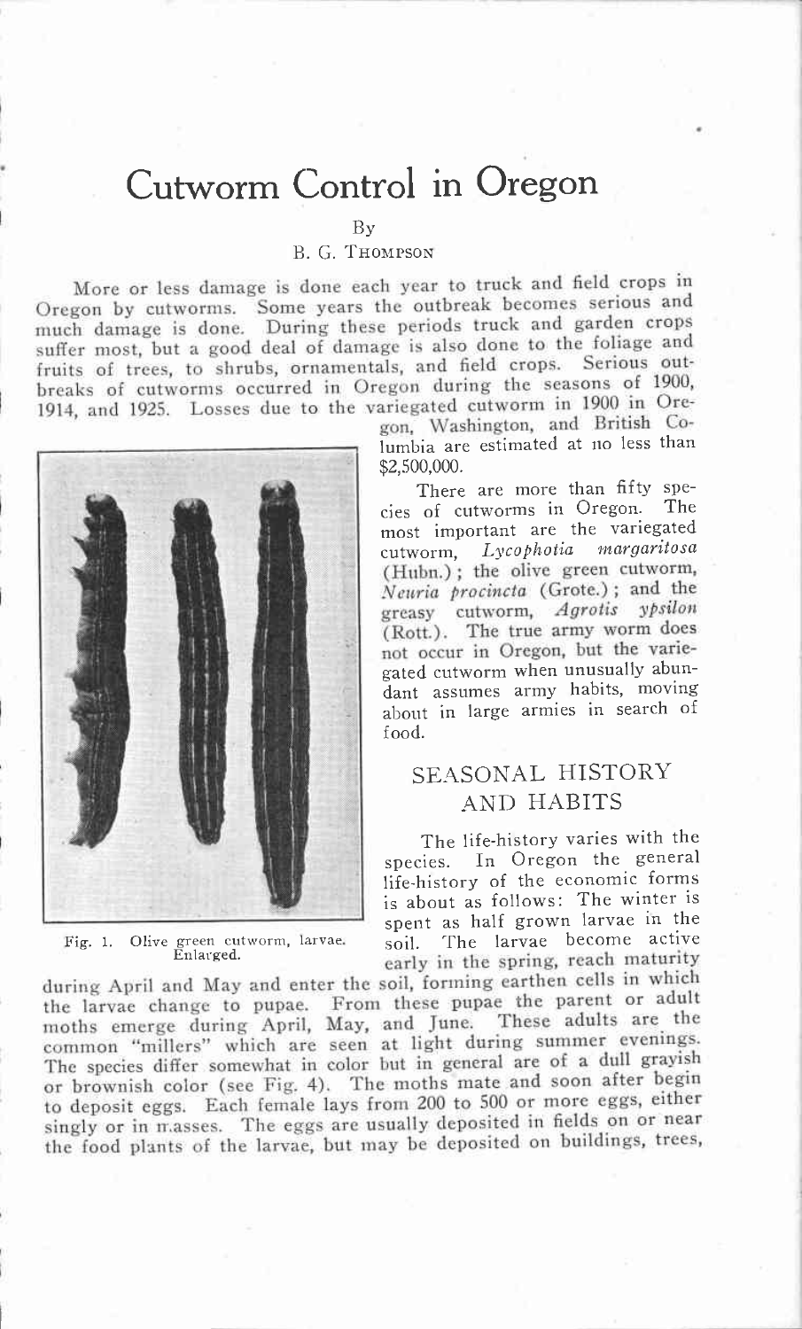# Cutworm Control in Oregon

By

B. G. Thompson

More or less damage is done each year to truck and field crops in Oregon by cutworms. Some years the outbreak becomes serious and much damage is done. During these periods truck and garden crops suffer most, but a good deal of damage is also done to the foliage and fruits of trees, to shrubs, ornamentals, and field crops. Serious outbreaks of cutworms occurred in Oregon during the seasons of 1900, 1914, and 1925. Losses due to the variegated cutworm in 1900 in Oregon, Washington, and British Columbia are estimated at no less than \$2,500,000.

Fig. 1. Olive green cutworm, larvae. Enlarged.

There are more than fifty species of cutworms in Oregon. The most important are the variegated cutworm, *Lycophotia margaritosa* (Hubn.); the olive green cutworm, *Neuria procincta* (Grote.); and the greasy cutworm, *Agrotis ypsilon* (Rott.). The true army worm does not occur in Oregon, but the variegated cutworm when unusually abundant assumes army habits, moving about in large armies in search of food.

## SEASONAL HISTORY AND HABITS

The life-history varies with the species. In Oregon the general life-history of the economic forms is about as follows: The winter is spent as half grown larvae in the soil. The larvae become active early in the spring, reach maturity during April and May and enter the soil, forming earthen cells in which the larvae change to pupae. From these pupae the parent or adult moths emerge during April, May, and June. These adults are the common "millers" which are seen at light during summer evenings. The species differ somewhat in color but in general are of a dull grayish or brownish color (see Fig. 4). The moths mate and soon after begin to deposit eggs. Each female lays from 200 to 500 or more eggs, either singly or in masses. The eggs are usually deposited in fields on or near the food plants of the larvae, but may be deposited on buildings, trees,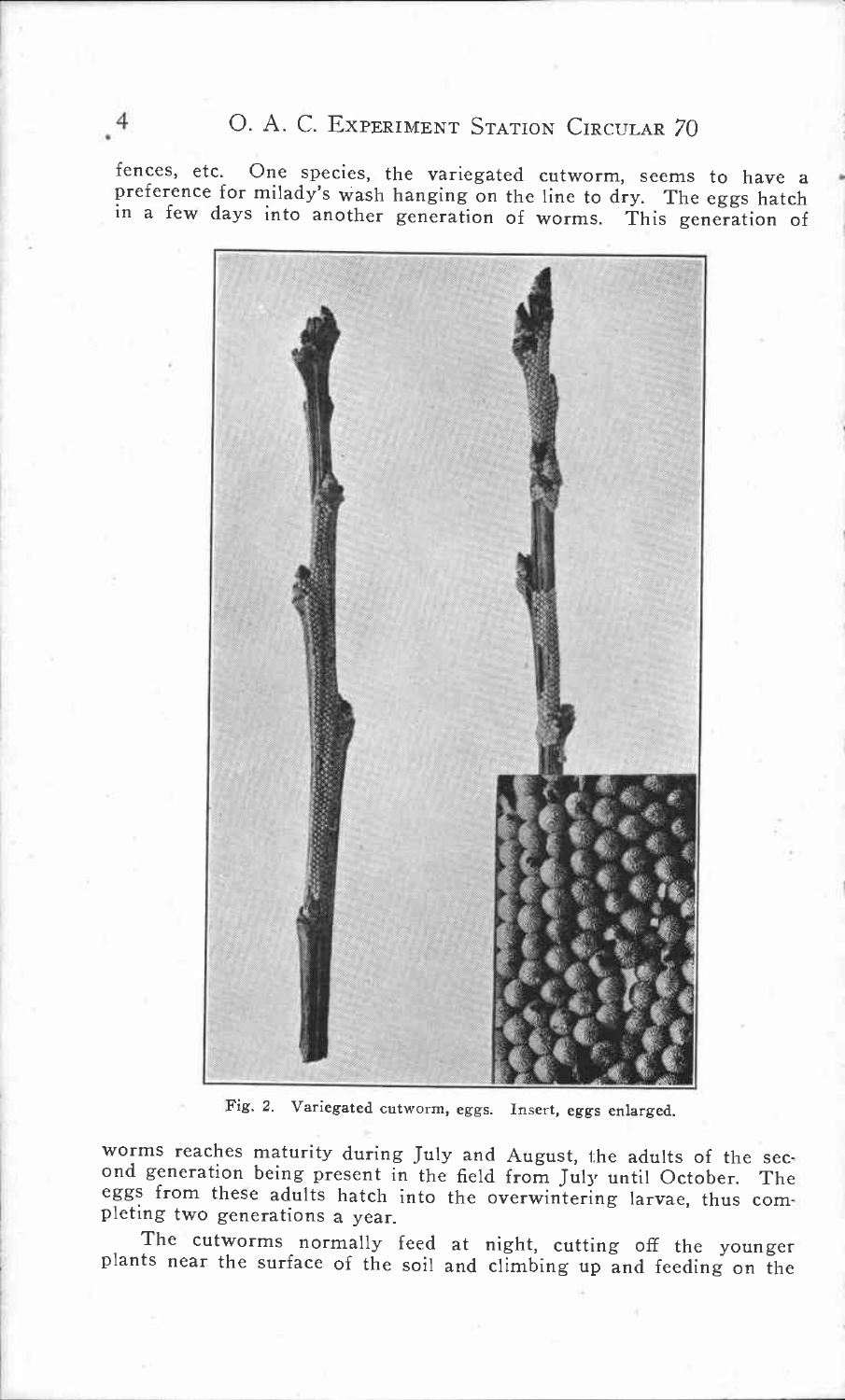fences, etc. One species, the variegated cutworm, seems to have a preference for milady's wash hanging on the line to dry. The eggs hatch in a few days into another generation of worms. This generation of

Fig. 2. Variegated cutworm, eggs. Insert, eggs enlarged.

worms reaches maturity during July and August, the adults of the second generation being present in the field from July until October. The eggs from these adults hatch into the overwintering larvae, thus completing two generations a year.

The cutworms normally feed at night, cutting off the younger plants near the surface of the soil and climbing up and feeding on the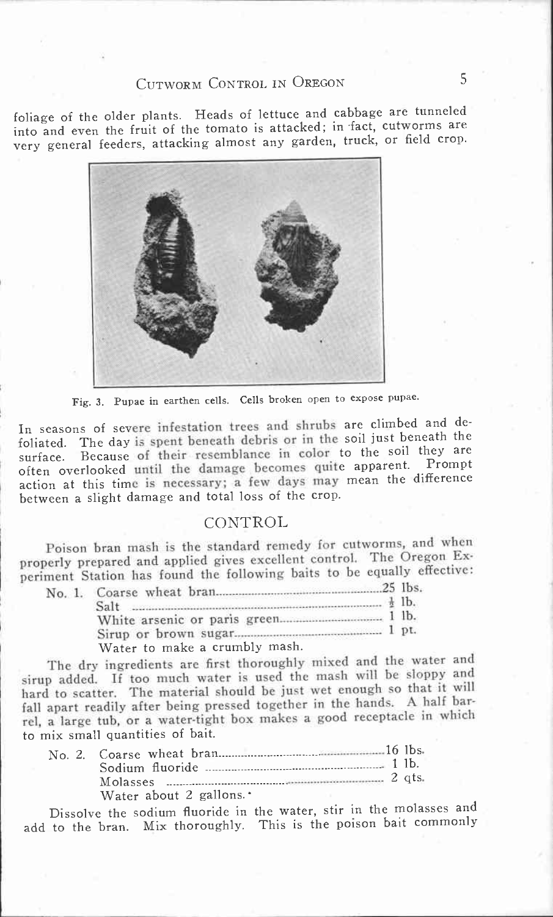foliage of the older plants. Heads of lettuce and cabbage are tunneled into and even the fruit of the tomato is attacked; in fact, cutworms are very general feeders, attacking almost any garden, truck, or field crop.

Fig. 3. Pupae in earthen cells. Cells broken open to expose pupae.

In seasons of severe infestation trees and shrubs are climbed and defoliated. The day is spent beneath debris or in the soil just beneath the surface. Because of their resemblance in color to the soil they are often overlooked until the damage becomes quite apparent. Prompt action at this time is necessary; a few days may mean the difference between a slight damage and total loss of the crop.

## CONTROL

Poison bran mash is the standard remedy for cutworms, and when properly prepared and applied gives excellent control. The Oregon Experiment Station has found the following baits to be equally effective:

| | | |
|---|---|---|
| No. 1. | Coarse wheat bran | 25 lbs. |
| | Salt | ½ lb. |
| | White arsenic or paris green | 1 lb. |
| | Sirup or brown sugar | 1 pt. |
| | Water to make a crumbly mash. | |

The dry ingredients are first thoroughly mixed and the water and sirup added. If too much water is used the mash will be sloppy and hard to scatter. The material should be just wet enough so that it will fall apart readily after being pressed together in the hands. A half barrel, a large tub, or a water-tight box makes a good receptacle in which to mix small quantities of bait.

| | | |
|---|---|---|
| No. 2. | Coarse wheat bran | 16 lbs. |
| | Sodium fluoride | 1 lb. |
| | Molasses | 2 qts. |
| | Water about 2 gallons. | |

Dissolve the sodium fluoride in the water, stir in the molasses and add to the bran. Mix thoroughly. This is the poison bait commonly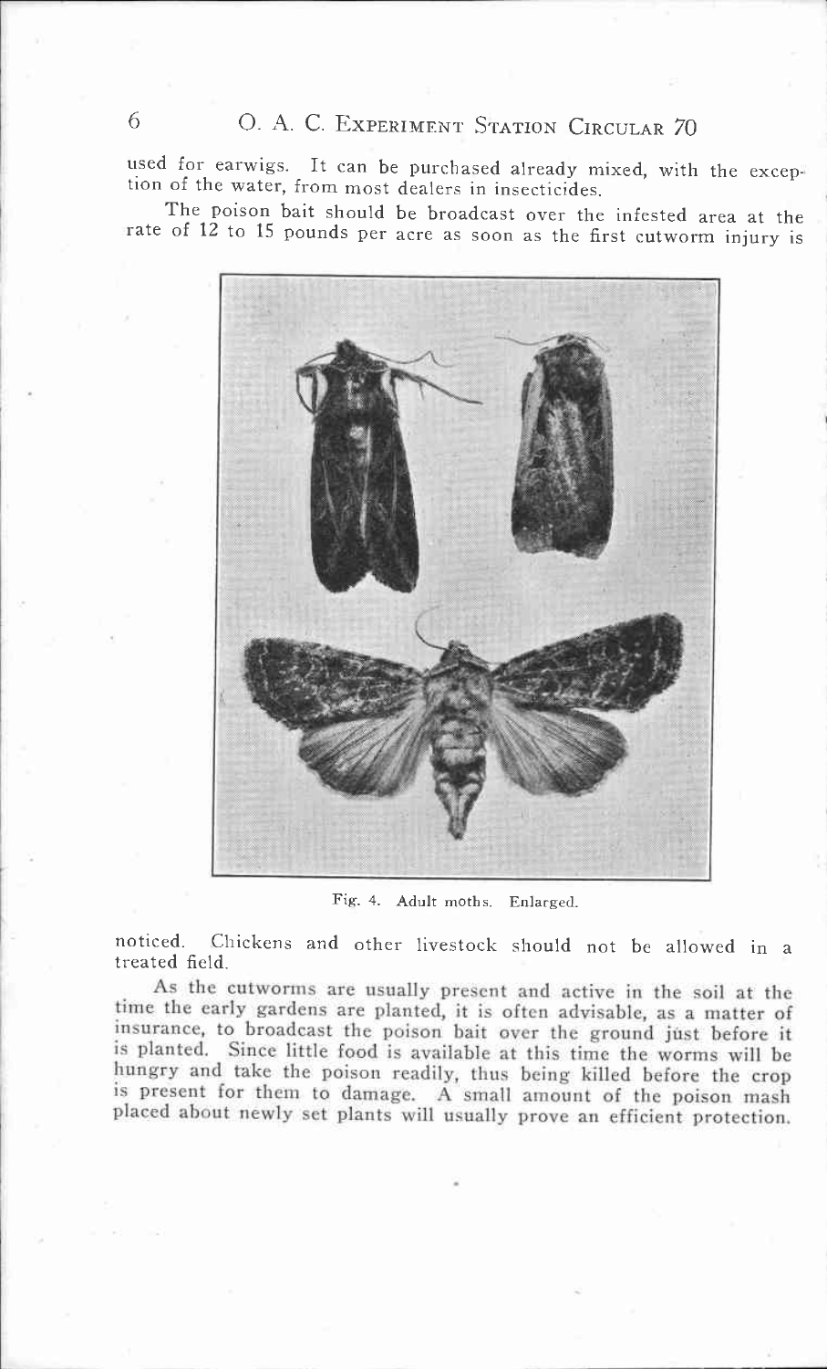used for earwigs. It can be purchased already mixed, with the exception of the water, from most dealers in insecticides.

The poison bait should be broadcast over the infested area at the rate of 12 to 15 pounds per acre as soon as the first cutworm injury is noticed. Chickens and other livestock should not be allowed in a treated field.

Fig. 4. Adult moths. Enlarged.

As the cutworms are usually present and active in the soil at the time the early gardens are planted, it is often advisable, as a matter of insurance, to broadcast the poison bait over the ground just before it is planted. Since little food is available at this time the worms will be hungry and take the poison readily, thus being killed before the crop is present for them to damage. A small amount of the poison mash placed about newly set plants will usually prove an efficient protection.